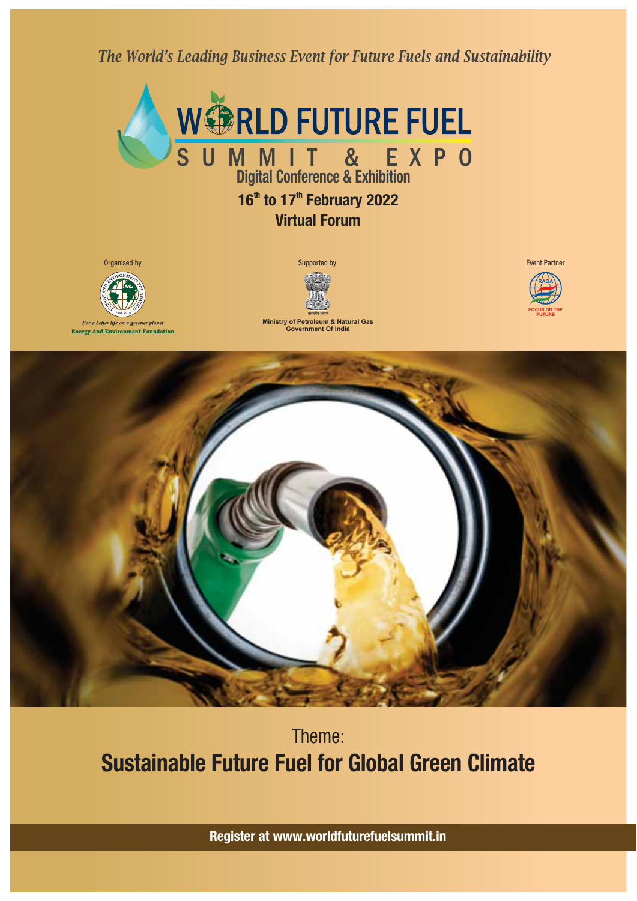*The World's Leading Business Event for Future Fuels and Sustainability*

# WORLD FUTURE FUEL

## SUMMIT & EXPO

**Digital Conference & Exhibition**

**16th to 17th February 2022**

**Virtual Forum**

Organised by

*For a better life on a greener planet*
**Energy And Environment Foundation**

Supported by

**Ministry of Petroleum & Natural Gas**
**Government Of India**

Event Partner

RAGA
FOCUS ON THE FUTURE

Theme:

## Sustainable Future Fuel for Global Green Climate

**Register at www.worldfuturefuelsummit.in**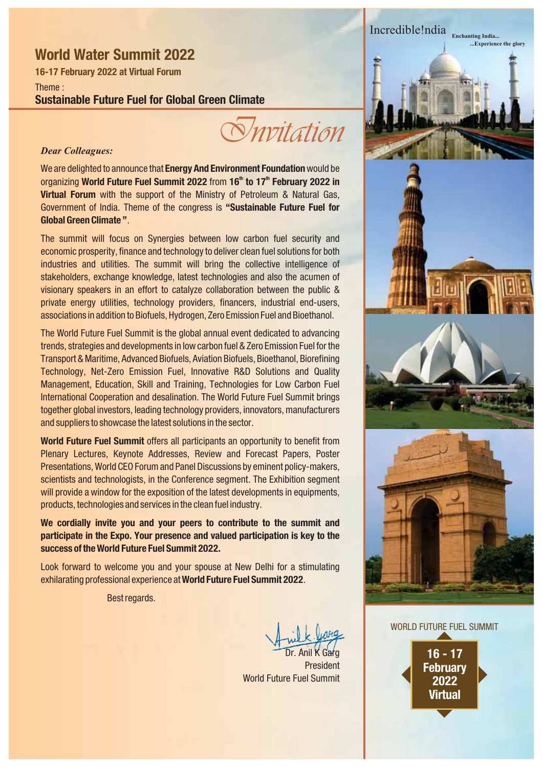# World Water Summit 2022

**16-17 February 2022 at Virtual Forum**

Theme :

**Sustainable Future Fuel for Global Green Climate**

## *Invitation*

***Dear Colleagues:***

We are delighted to announce that **Energy And Environment Foundation** would be organizing **World Future Fuel Summit 2022** from **16th to 17th February 2022 in Virtual Forum** with the support of the Ministry of Petroleum & Natural Gas, Government of India. Theme of the congress is **"Sustainable Future Fuel for Global Green Climate"**.

The summit will focus on Synergies between low carbon fuel security and economic prosperity, finance and technology to deliver clean fuel solutions for both industries and utilities. The summit will bring the collective intelligence of stakeholders, exchange knowledge, latest technologies and also the acumen of visionary speakers in an effort to catalyze collaboration between the public & private energy utilities, technology providers, financers, industrial end-users, associations in addition to Biofuels, Hydrogen, Zero Emission Fuel and Bioethanol.

The World Future Fuel Summit is the global annual event dedicated to advancing trends, strategies and developments in low carbon fuel & Zero Emission Fuel for the Transport & Maritime, Advanced Biofuels, Aviation Biofuels, Bioethanol, Biorefining Technology, Net-Zero Emission Fuel, Innovative R&D Solutions and Quality Management, Education, Skill and Training, Technologies for Low Carbon Fuel International Cooperation and desalination. The World Future Fuel Summit brings together global investors, leading technology providers, innovators, manufacturers and suppliers to showcase the latest solutions in the sector.

**World Future Fuel Summit** offers all participants an opportunity to benefit from Plenary Lectures, Keynote Addresses, Review and Forecast Papers, Poster Presentations, World CEO Forum and Panel Discussions by eminent policy-makers, scientists and technologists, in the Conference segment. The Exhibition segment will provide a window for the exposition of the latest developments in equipments, products, technologies and services in the clean fuel industry.

**We cordially invite you and your peers to contribute to the summit and participate in the Expo. Your presence and valued participation is key to the success of the World Future Fuel Summit 2022.**

Look forward to welcome you and your spouse at New Delhi for a stimulating exhilarating professional experience at **World Future Fuel Summit 2022**.

Best regards.

Dr. Anil K Garg
President
World Future Fuel Summit

Incredible!ndia

Enchanting India...
...Experience the glory

WORLD FUTURE FUEL SUMMIT

**16 - 17 February 2022 Virtual**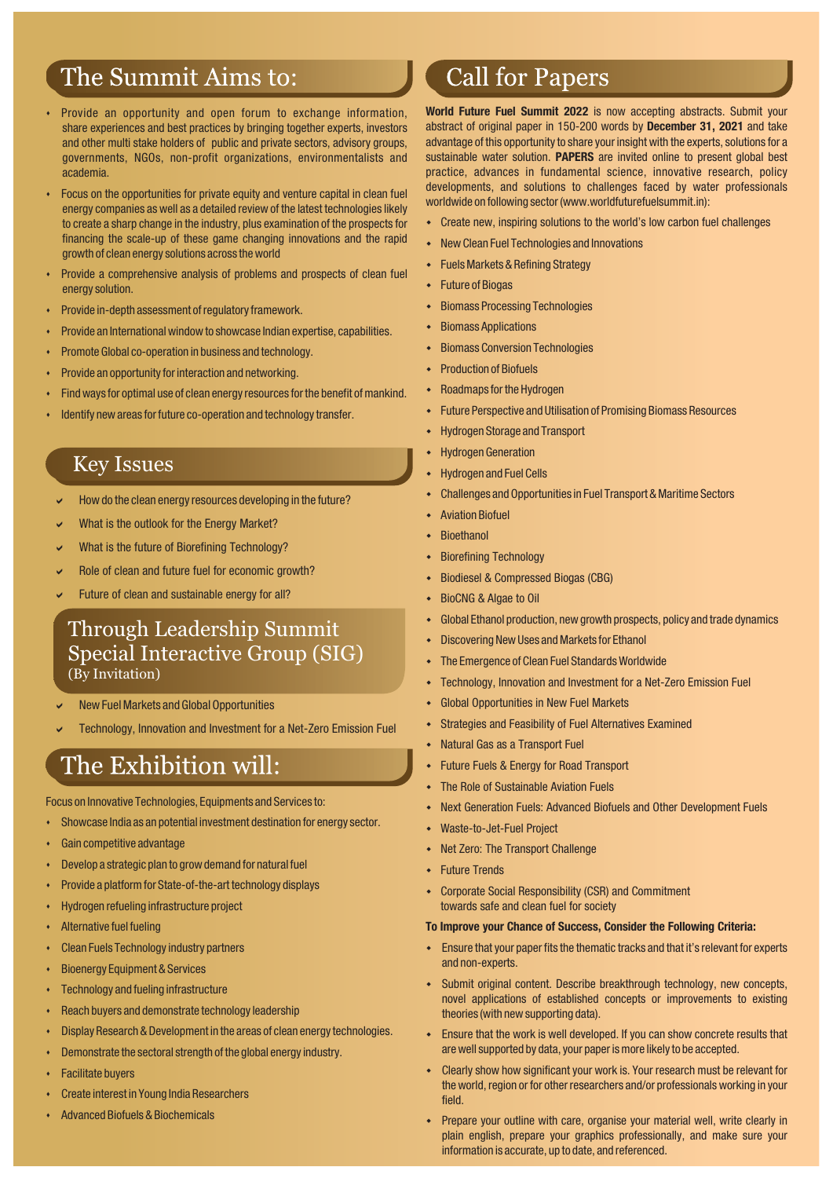## The Summit Aims to:

- Provide an opportunity and open forum to exchange information, share experiences and best practices by bringing together experts, investors and other multi stake holders of public and private sectors, advisory groups, governments, NGOs, non-profit organizations, environmentalists and academia.
- Focus on the opportunities for private equity and venture capital in clean fuel energy companies as well as a detailed review of the latest technologies likely to create a sharp change in the industry, plus examination of the prospects for financing the scale-up of these game changing innovations and the rapid growth of clean energy solutions across the world
- Provide a comprehensive analysis of problems and prospects of clean fuel energy solution.
- Provide in-depth assessment of regulatory framework.
- Provide an International window to showcase Indian expertise, capabilities.
- Promote Global co-operation in business and technology.
- Provide an opportunity for interaction and networking.
- Find ways for optimal use of clean energy resources for the benefit of mankind.
- Identify new areas for future co-operation and technology transfer.

## Key Issues

- ✔ How do the clean energy resources developing in the future?
- ✔ What is the outlook for the Energy Market?
- ✔ What is the future of Biorefining Technology?
- ✔ Role of clean and future fuel for economic growth?
- ✔ Future of clean and sustainable energy for all?

## Through Leadership Summit Special Interactive Group (SIG)

(By Invitation)

- ✔ New Fuel Markets and Global Opportunities
- ✔ Technology, Innovation and Investment for a Net-Zero Emission Fuel

## The Exhibition will:

Focus on Innovative Technologies, Equipments and Services to:

- Showcase India as an potential investment destination for energy sector.
- Gain competitive advantage
- Develop a strategic plan to grow demand for natural fuel
- Provide a platform for State-of-the-art technology displays
- Hydrogen refueling infrastructure project
- Alternative fuel fueling
- Clean Fuels Technology industry partners
- Bioenergy Equipment & Services
- Technology and fueling infrastructure
- Reach buyers and demonstrate technology leadership
- Display Research & Development in the areas of clean energy technologies.
- Demonstrate the sectoral strength of the global energy industry.
- Facilitate buyers
- Create interest in Young India Researchers
- Advanced Biofuels & Biochemicals

## Call for Papers

**World Future Fuel Summit 2022** is now accepting abstracts. Submit your abstract of original paper in 150-200 words by **December 31, 2021** and take advantage of this opportunity to share your insight with the experts, solutions for a sustainable water solution. **PAPERS** are invited online to present global best practice, advances in fundamental science, innovative research, policy developments, and solutions to challenges faced by water professionals worldwide on following sector (www.worldfuturefuelsummit.in):

- Create new, inspiring solutions to the world's low carbon fuel challenges
- New Clean Fuel Technologies and Innovations
- Fuels Markets & Refining Strategy
- Future of Biogas
- Biomass Processing Technologies
- Biomass Applications
- Biomass Conversion Technologies
- Production of Biofuels
- Roadmaps for the Hydrogen
- Future Perspective and Utilisation of Promising Biomass Resources
- Hydrogen Storage and Transport
- Hydrogen Generation
- Hydrogen and Fuel Cells
- Challenges and Opportunities in Fuel Transport & Maritime Sectors
- Aviation Biofuel
- Bioethanol
- Biorefining Technology
- Biodiesel & Compressed Biogas (CBG)
- BioCNG & Algae to Oil
- Global Ethanol production, new growth prospects, policy and trade dynamics
- Discovering New Uses and Markets for Ethanol
- The Emergence of Clean Fuel Standards Worldwide
- Technology, Innovation and Investment for a Net-Zero Emission Fuel
- Global Opportunities in New Fuel Markets
- Strategies and Feasibility of Fuel Alternatives Examined
- Natural Gas as a Transport Fuel
- Future Fuels & Energy for Road Transport
- The Role of Sustainable Aviation Fuels
- Next Generation Fuels: Advanced Biofuels and Other Development Fuels
- Waste-to-Jet-Fuel Project
- Net Zero: The Transport Challenge
- Future Trends
- Corporate Social Responsibility (CSR) and Commitment towards safe and clean fuel for society

**To Improve your Chance of Success, Consider the Following Criteria:**

- Ensure that your paper fits the thematic tracks and that it's relevant for experts and non-experts.
- Submit original content. Describe breakthrough technology, new concepts, novel applications of established concepts or improvements to existing theories (with new supporting data).
- Ensure that the work is well developed. If you can show concrete results that are well supported by data, your paper is more likely to be accepted.
- Clearly show how significant your work is. Your research must be relevant for the world, region or for other researchers and/or professionals working in your field.
- Prepare your outline with care, organise your material well, write clearly in plain english, prepare your graphics professionally, and make sure your information is accurate, up to date, and referenced.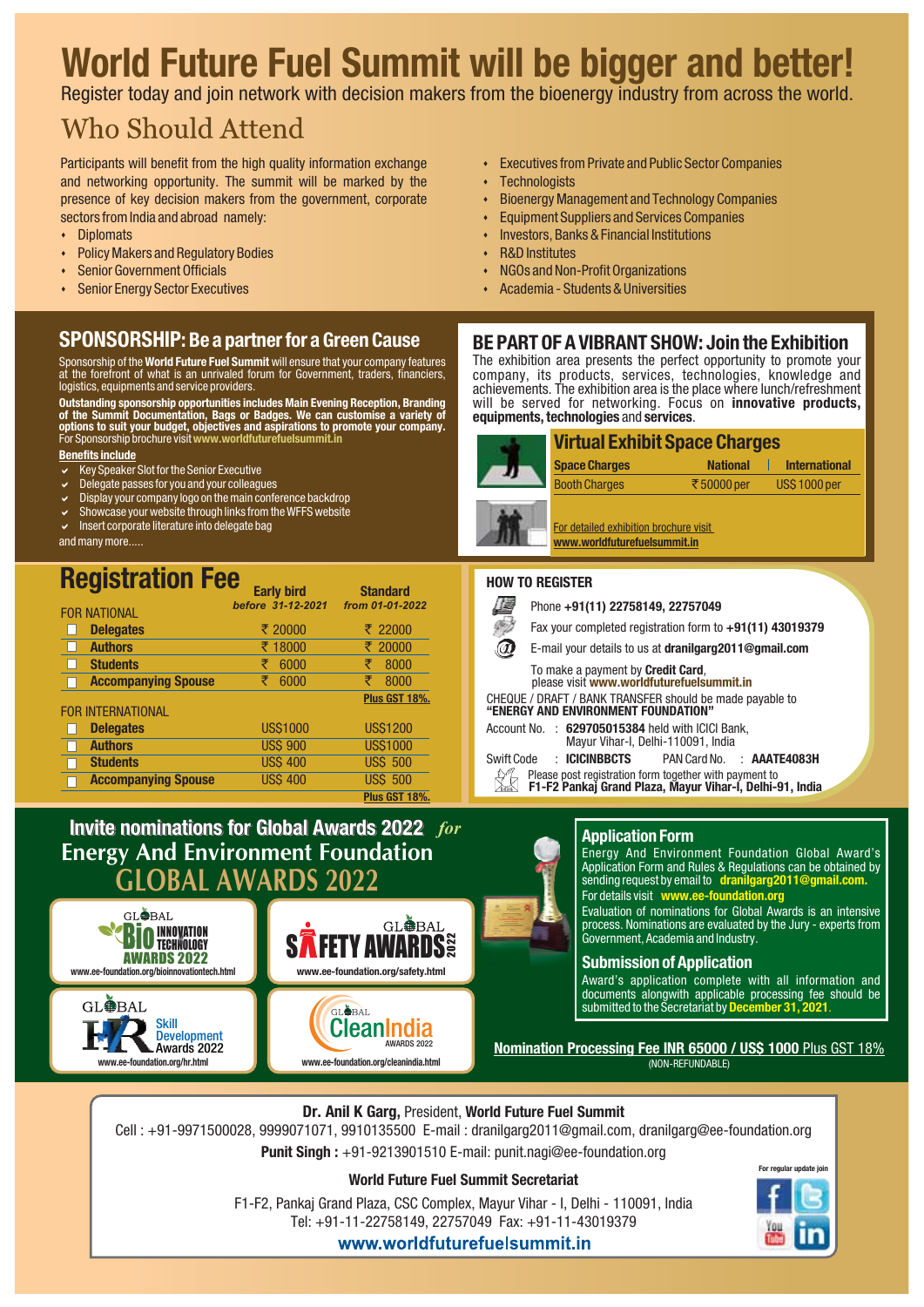# World Future Fuel Summit will be bigger and better!

Register today and join network with decision makers from the bioenergy industry from across the world.

## Who Should Attend

Participants will benefit from the high quality information exchange and networking opportunity. The summit will be marked by the presence of key decision makers from the government, corporate sectors from India and abroad namely:

- Diplomats
- Policy Makers and Regulatory Bodies
- Senior Government Officials
- Senior Energy Sector Executives
- Executives from Private and Public Sector Companies
- Technologists
- Bioenergy Management and Technology Companies
- Equipment Suppliers and Services Companies
- Investors, Banks & Financial Institutions
- R&D Institutes
- NGOs and Non-Profit Organizations
- Academia - Students & Universities

## SPONSORSHIP: Be a partner for a Green Cause

Sponsorship of the **World Future Fuel Summit** will ensure that your company features at the forefront of what is an unrivaled forum for Government, traders, financiers, logistics, equipments and service providers.

**Outstanding sponsorship opportunities includes Main Evening Reception, Branding of the Summit Documentation, Bags or Badges. We can customise a variety of options to suit your budget, objectives and aspirations to promote your company.** For Sponsorship brochure visit **www.worldfuturefuelsummit.in**

**Benefits include**

- Key Speaker Slot for the Senior Executive
- Delegate passes for you and your colleagues
- Display your company logo on the main conference backdrop
- Showcase your website through links from the WFFS website
- Insert corporate literature into delegate bag

and many more.....

## BE PART OF A VIBRANT SHOW: Join the Exhibition

The exhibition area presents the perfect opportunity to promote your company, its products, services, technologies, knowledge and achievements. The exhibition area is the place where lunch/refreshment will be served for networking. Focus on **innovative products, equipments, technologies** and **services**.

### Virtual Exhibit Space Charges

| Space Charges | National | International |
|---|---|---|
| Booth Charges | ₹ 50000 per | US$ 1000 per |

For detailed exhibition brochure visit www.worldfuturefuelsummit.in

## Registration Fee

| | Early bird *before 31-12-2021* | Standard *from 01-01-2022* |
|---|---|---|
| **FOR NATIONAL** | | |
| Delegates | ₹ 20000 | ₹ 22000 |
| Authors | ₹ 18000 | ₹ 20000 |
| Students | ₹ 6000 | ₹ 8000 |
| Accompanying Spouse | ₹ 6000 | ₹ 8000 |
| | | Plus GST 18%. |
| **FOR INTERNATIONAL** | | |
| Delegates | US$1000 | US$1200 |
| Authors | US$ 900 | US$1000 |
| Students | US$ 400 | US$ 500 |
| Accompanying Spouse | US$ 400 | US$ 500 |
| | | Plus GST 18%. |

## HOW TO REGISTER

Phone **+91(11) 22758149, 22757049**

Fax your completed registration form to **+91(11) 43019379**

E-mail your details to us at **dranilgarg2011@gmail.com**

To make a payment by **Credit Card**, please visit **www.worldfuturefuelsummit.in**

CHEQUE / DRAFT / BANK TRANSFER should be made payable to **"ENERGY AND ENVIRONMENT FOUNDATION"**

Account No. : **629705015384** held with ICICI Bank, Mayur Vihar-I, Delhi-110091, India

Swift Code : **ICICINBBCTS** PAN Card No. : **AAATE4083H**

Please post registration form together with payment to **F1-F2 Pankaj Grand Plaza, Mayur Vihar-I, Delhi-91, India**

## Invite nominations for Global Awards 2022 *for* Energy And Environment Foundation GLOBAL AWARDS 2022

GLOBAL Bio Innovation Technology Awards 2022 — www.ee-foundation.org/bioinnovationtech.html

GLOBAL Safety Awards 2022 — www.ee-foundation.org/safety.html

GLOBAL HR Skill Development Awards 2022 — www.ee-foundation.org/hr.html

GLOBAL CleanIndia Awards 2022 — www.ee-foundation.org/cleanindia.html

### Application Form

Energy And Environment Foundation Global Award's Application Form and Rules & Regulations can be obtained by sending request by email to **dranilgarg2011@gmail.com.** For details visit **www.ee-foundation.org**

Evaluation of nominations for Global Awards is an intensive process. Nominations are evaluated by the Jury - experts from Government, Academia and Industry.

### Submission of Application

Award's application complete with all information and documents alongwith applicable processing fee should be submitted to the Secretariat by **December 31, 2021**.

**Nomination Processing Fee INR 65000 / US$ 1000** Plus GST 18% (NON-REFUNDABLE)

---

**Dr. Anil K Garg,** President, **World Future Fuel Summit**

Cell : +91-9971500028, 9999071071, 9910135500 E-mail : dranilgarg2011@gmail.com, dranilgarg@ee-foundation.org

**Punit Singh :** +91-9213901510 E-mail: punit.nagi@ee-foundation.org

**World Future Fuel Summit Secretariat**

F1-F2, Pankaj Grand Plaza, CSC Complex, Mayur Vihar - I, Delhi - 110091, India

Tel: +91-11-22758149, 22757049 Fax: +91-11-43019379

**www.worldfuturefuelsummit.in**

For regular update join